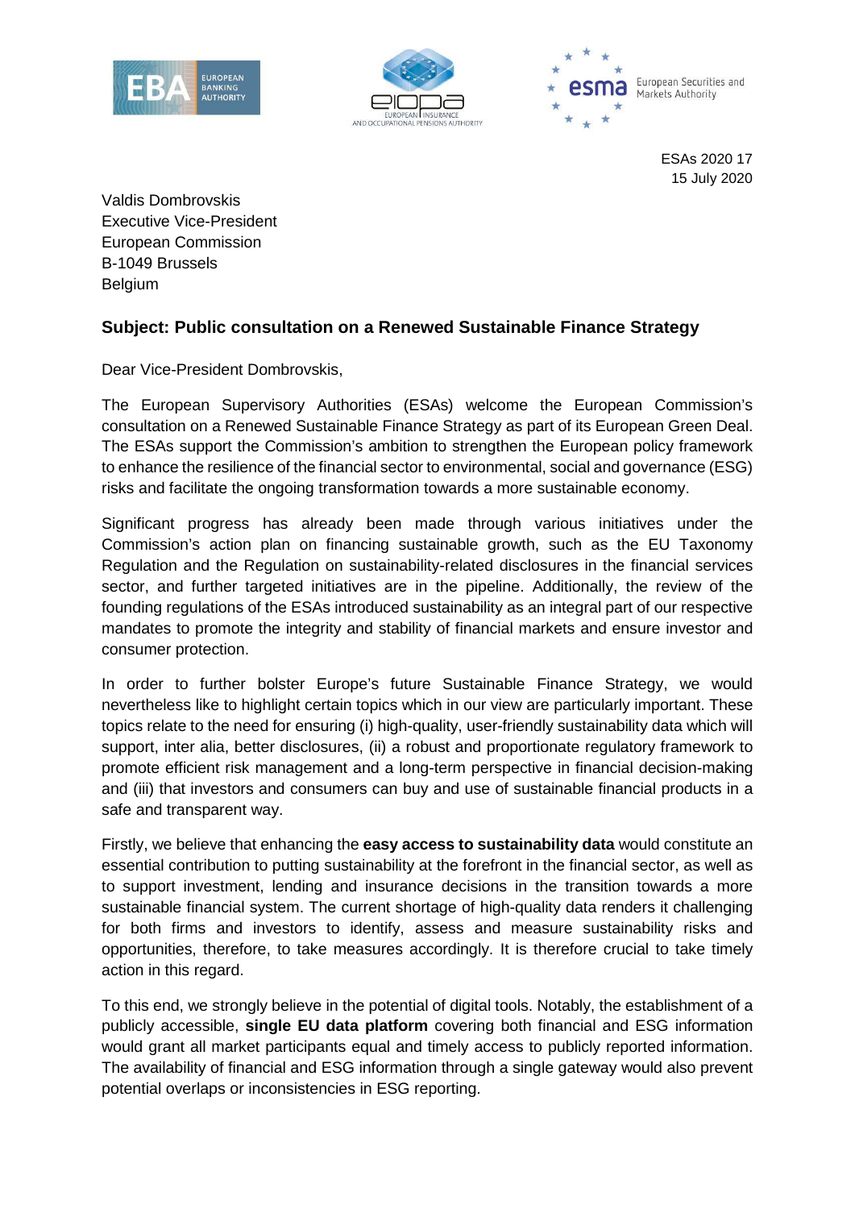ESAs 2020 17
15 July 2020

Valdis Dombrovskis
Executive Vice-President
European Commission
B-1049 Brussels
Belgium

**Subject: Public consultation on a Renewed Sustainable Finance Strategy**

Dear Vice-President Dombrovskis,

The European Supervisory Authorities (ESAs) welcome the European Commission's consultation on a Renewed Sustainable Finance Strategy as part of its European Green Deal. The ESAs support the Commission's ambition to strengthen the European policy framework to enhance the resilience of the financial sector to environmental, social and governance (ESG) risks and facilitate the ongoing transformation towards a more sustainable economy.

Significant progress has already been made through various initiatives under the Commission's action plan on financing sustainable growth, such as the EU Taxonomy Regulation and the Regulation on sustainability-related disclosures in the financial services sector, and further targeted initiatives are in the pipeline. Additionally, the review of the founding regulations of the ESAs introduced sustainability as an integral part of our respective mandates to promote the integrity and stability of financial markets and ensure investor and consumer protection.

In order to further bolster Europe's future Sustainable Finance Strategy, we would nevertheless like to highlight certain topics which in our view are particularly important. These topics relate to the need for ensuring (i) high-quality, user-friendly sustainability data which will support, inter alia, better disclosures, (ii) a robust and proportionate regulatory framework to promote efficient risk management and a long-term perspective in financial decision-making and (iii) that investors and consumers can buy and use of sustainable financial products in a safe and transparent way.

Firstly, we believe that enhancing the **easy access to sustainability data** would constitute an essential contribution to putting sustainability at the forefront in the financial sector, as well as to support investment, lending and insurance decisions in the transition towards a more sustainable financial system. The current shortage of high-quality data renders it challenging for both firms and investors to identify, assess and measure sustainability risks and opportunities, therefore, to take measures accordingly. It is therefore crucial to take timely action in this regard.

To this end, we strongly believe in the potential of digital tools. Notably, the establishment of a publicly accessible, **single EU data platform** covering both financial and ESG information would grant all market participants equal and timely access to publicly reported information. The availability of financial and ESG information through a single gateway would also prevent potential overlaps or inconsistencies in ESG reporting.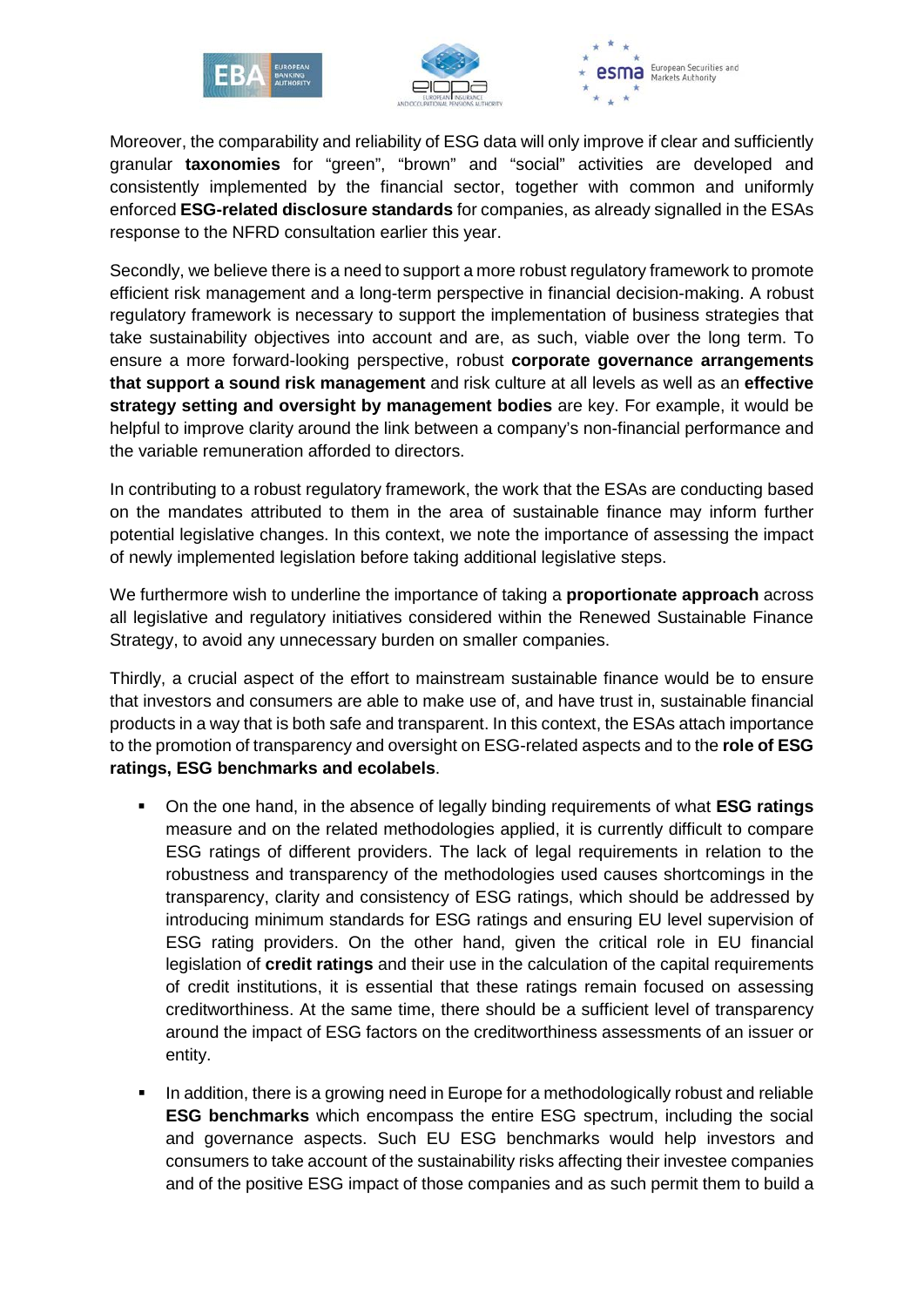Moreover, the comparability and reliability of ESG data will only improve if clear and sufficiently granular **taxonomies** for “green”, “brown” and “social” activities are developed and consistently implemented by the financial sector, together with common and uniformly enforced **ESG-related disclosure standards** for companies, as already signalled in the ESAs response to the NFRD consultation earlier this year.

Secondly, we believe there is a need to support a more robust regulatory framework to promote efficient risk management and a long-term perspective in financial decision-making. A robust regulatory framework is necessary to support the implementation of business strategies that take sustainability objectives into account and are, as such, viable over the long term. To ensure a more forward-looking perspective, robust **corporate governance arrangements that support a sound risk management** and risk culture at all levels as well as an **effective strategy setting and oversight by management bodies** are key. For example, it would be helpful to improve clarity around the link between a company’s non-financial performance and the variable remuneration afforded to directors.

In contributing to a robust regulatory framework, the work that the ESAs are conducting based on the mandates attributed to them in the area of sustainable finance may inform further potential legislative changes. In this context, we note the importance of assessing the impact of newly implemented legislation before taking additional legislative steps.

We furthermore wish to underline the importance of taking a **proportionate approach** across all legislative and regulatory initiatives considered within the Renewed Sustainable Finance Strategy, to avoid any unnecessary burden on smaller companies.

Thirdly, a crucial aspect of the effort to mainstream sustainable finance would be to ensure that investors and consumers are able to make use of, and have trust in, sustainable financial products in a way that is both safe and transparent. In this context, the ESAs attach importance to the promotion of transparency and oversight on ESG-related aspects and to the **role of ESG ratings, ESG benchmarks and ecolabels**.

- On the one hand, in the absence of legally binding requirements of what **ESG ratings** measure and on the related methodologies applied, it is currently difficult to compare ESG ratings of different providers. The lack of legal requirements in relation to the robustness and transparency of the methodologies used causes shortcomings in the transparency, clarity and consistency of ESG ratings, which should be addressed by introducing minimum standards for ESG ratings and ensuring EU level supervision of ESG rating providers. On the other hand, given the critical role in EU financial legislation of **credit ratings** and their use in the calculation of the capital requirements of credit institutions, it is essential that these ratings remain focused on assessing creditworthiness. At the same time, there should be a sufficient level of transparency around the impact of ESG factors on the creditworthiness assessments of an issuer or entity.

- In addition, there is a growing need in Europe for a methodologically robust and reliable **ESG benchmarks** which encompass the entire ESG spectrum, including the social and governance aspects. Such EU ESG benchmarks would help investors and consumers to take account of the sustainability risks affecting their investee companies and of the positive ESG impact of those companies and as such permit them to build a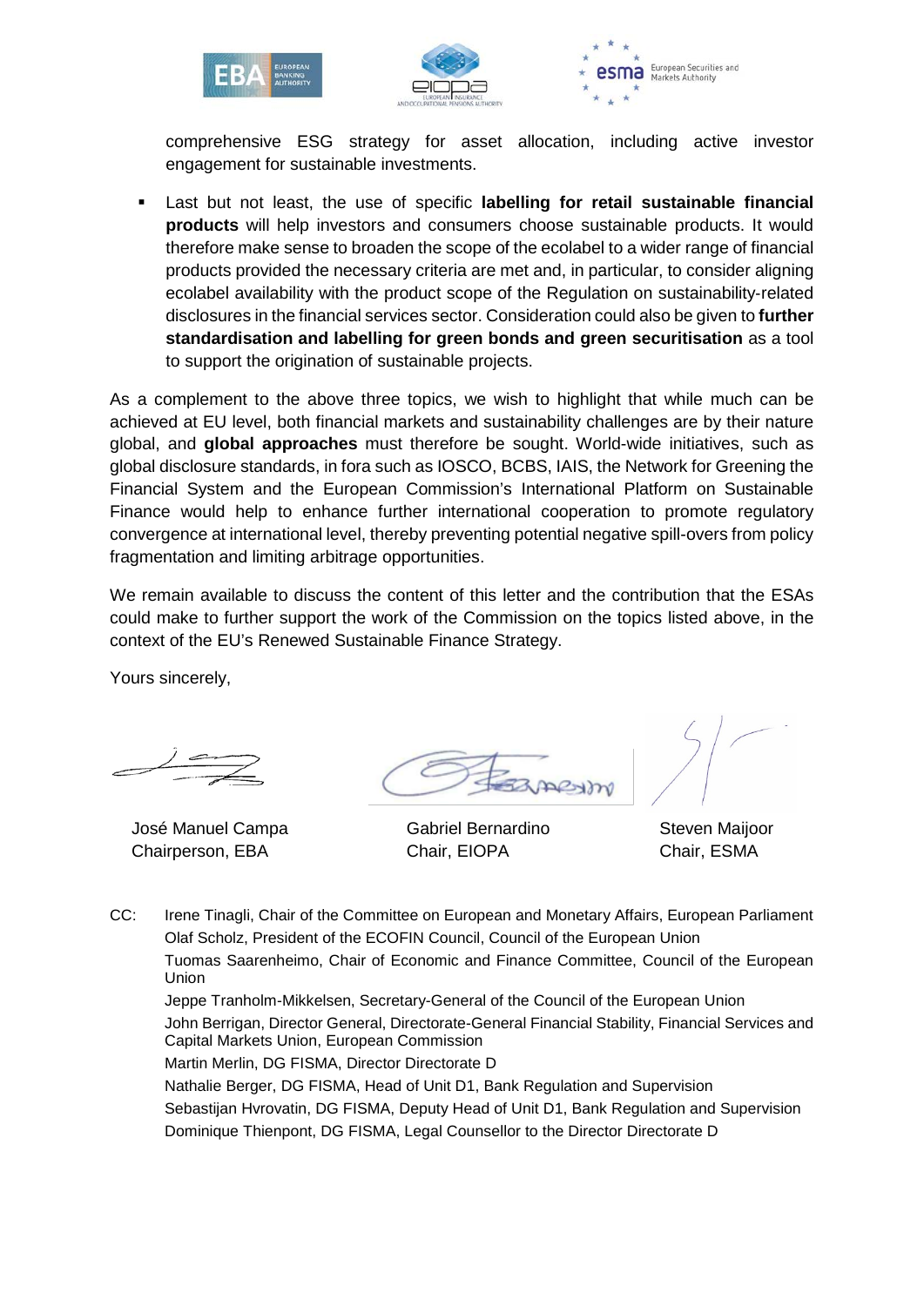comprehensive ESG strategy for asset allocation, including active investor engagement for sustainable investments.

- Last but not least, the use of specific **labelling for retail sustainable financial products** will help investors and consumers choose sustainable products. It would therefore make sense to broaden the scope of the ecolabel to a wider range of financial products provided the necessary criteria are met and, in particular, to consider aligning ecolabel availability with the product scope of the Regulation on sustainability-related disclosures in the financial services sector. Consideration could also be given to **further standardisation and labelling for green bonds and green securitisation** as a tool to support the origination of sustainable projects.

As a complement to the above three topics, we wish to highlight that while much can be achieved at EU level, both financial markets and sustainability challenges are by their nature global, and **global approaches** must therefore be sought. World-wide initiatives, such as global disclosure standards, in fora such as IOSCO, BCBS, IAIS, the Network for Greening the Financial System and the European Commission's International Platform on Sustainable Finance would help to enhance further international cooperation to promote regulatory convergence at international level, thereby preventing potential negative spill-overs from policy fragmentation and limiting arbitrage opportunities.

We remain available to discuss the content of this letter and the contribution that the ESAs could make to further support the work of the Commission on the topics listed above, in the context of the EU's Renewed Sustainable Finance Strategy.

Yours sincerely,

| | | |
|---|---|---|
| José Manuel Campa | Gabriel Bernardino | Steven Maijoor |
| Chairperson, EBA | Chair, EIOPA | Chair, ESMA |

CC: Irene Tinagli, Chair of the Committee on European and Monetary Affairs, European Parliament
Olaf Scholz, President of the ECOFIN Council, Council of the European Union
Tuomas Saarenheimo, Chair of Economic and Finance Committee, Council of the European Union
Jeppe Tranholm-Mikkelsen, Secretary-General of the Council of the European Union
John Berrigan, Director General, Directorate-General Financial Stability, Financial Services and Capital Markets Union, European Commission
Martin Merlin, DG FISMA, Director Directorate D
Nathalie Berger, DG FISMA, Head of Unit D1, Bank Regulation and Supervision
Sebastijan Hrvovatin, DG FISMA, Deputy Head of Unit D1, Bank Regulation and Supervision
Dominique Thienpont, DG FISMA, Legal Counsellor to the Director Directorate D